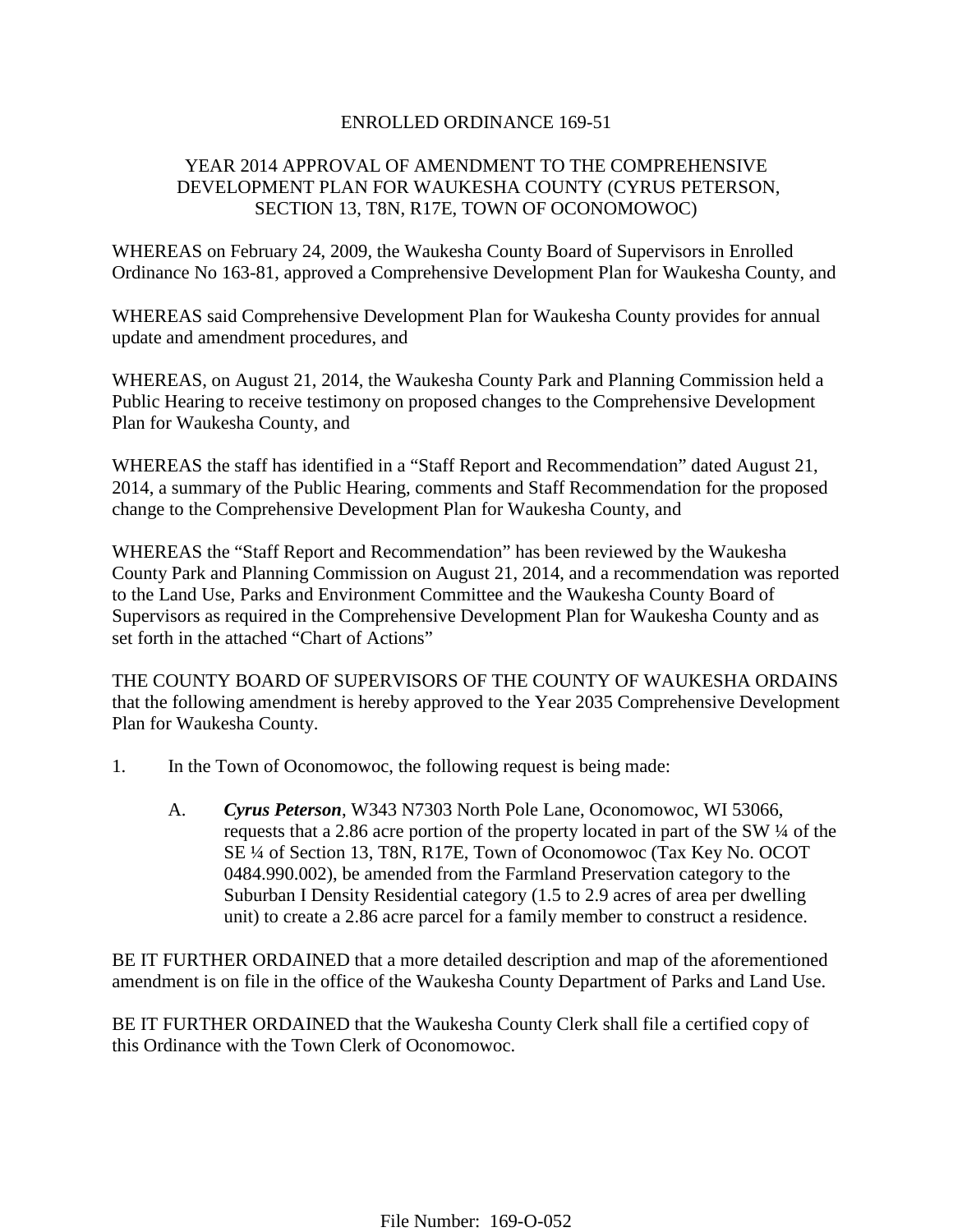# ENROLLED ORDINANCE 169-51

## YEAR 2014 APPROVAL OF AMENDMENT TO THE COMPREHENSIVE DEVELOPMENT PLAN FOR WAUKESHA COUNTY (CYRUS PETERSON, SECTION 13, T8N, R17E, TOWN OF OCONOMOWOC)

WHEREAS on February 24, 2009, the Waukesha County Board of Supervisors in Enrolled Ordinance No 163-81, approved a Comprehensive Development Plan for Waukesha County, and

WHEREAS said Comprehensive Development Plan for Waukesha County provides for annual update and amendment procedures, and

WHEREAS, on August 21, 2014, the Waukesha County Park and Planning Commission held a Public Hearing to receive testimony on proposed changes to the Comprehensive Development Plan for Waukesha County, and

WHEREAS the staff has identified in a "Staff Report and Recommendation" dated August 21, 2014, a summary of the Public Hearing, comments and Staff Recommendation for the proposed change to the Comprehensive Development Plan for Waukesha County, and

WHEREAS the "Staff Report and Recommendation" has been reviewed by the Waukesha County Park and Planning Commission on August 21, 2014, and a recommendation was reported to the Land Use, Parks and Environment Committee and the Waukesha County Board of Supervisors as required in the Comprehensive Development Plan for Waukesha County and as set forth in the attached "Chart of Actions"

THE COUNTY BOARD OF SUPERVISORS OF THE COUNTY OF WAUKESHA ORDAINS that the following amendment is hereby approved to the Year 2035 Comprehensive Development Plan for Waukesha County.

1. In the Town of Oconomowoc, the following request is being made:

   A. ***Cyrus Peterson***, W343 N7303 North Pole Lane, Oconomowoc, WI 53066, requests that a 2.86 acre portion of the property located in part of the SW ¼ of the SE ¼ of Section 13, T8N, R17E, Town of Oconomowoc (Tax Key No. OCOT 0484.990.002), be amended from the Farmland Preservation category to the Suburban I Density Residential category (1.5 to 2.9 acres of area per dwelling unit) to create a 2.86 acre parcel for a family member to construct a residence.

BE IT FURTHER ORDAINED that a more detailed description and map of the aforementioned amendment is on file in the office of the Waukesha County Department of Parks and Land Use.

BE IT FURTHER ORDAINED that the Waukesha County Clerk shall file a certified copy of this Ordinance with the Town Clerk of Oconomowoc.

File Number: 169-O-052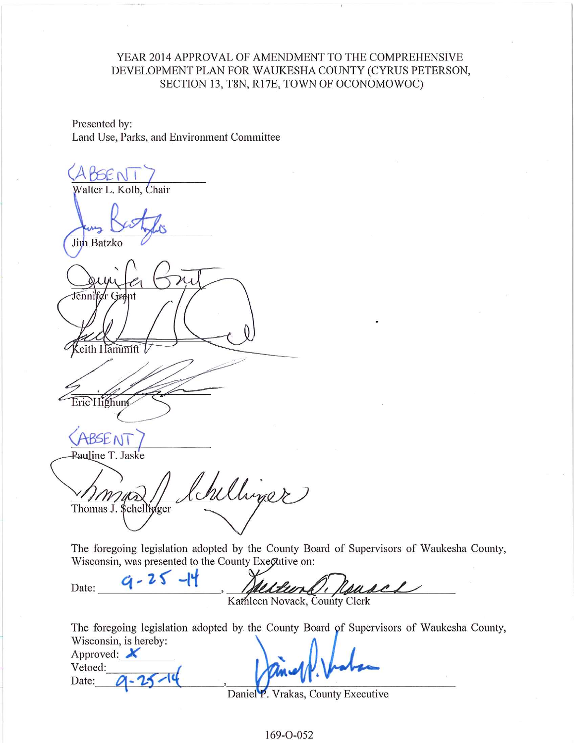YEAR 2014 APPROVAL OF AMENDMENT TO THE COMPREHENSIVE DEVELOPMENT PLAN FOR WAUKESHA COUNTY (CYRUS PETERSON, SECTION 13, T8N, R17E, TOWN OF OCONOMOWOC)

Presented by:
Land Use, Parks, and Environment Committee

(ABSENT)
Walter L. Kolb, Chair

Jim Batzko

Jennifer Grant

Keith Hammitt

Eric Highum

(ABSENT)
Pauline T. Jaske

Thomas J. Schellinger

The foregoing legislation adopted by the County Board of Supervisors of Waukesha County, Wisconsin, was presented to the County Executive on:

Date: 9-25-14, Kathleen Novack, County Clerk

The foregoing legislation adopted by the County Board of Supervisors of Waukesha County, Wisconsin, is hereby:

Approved: X
Vetoed:
Date: 9-25-14, Daniel P. Vrakas, County Executive

169-O-052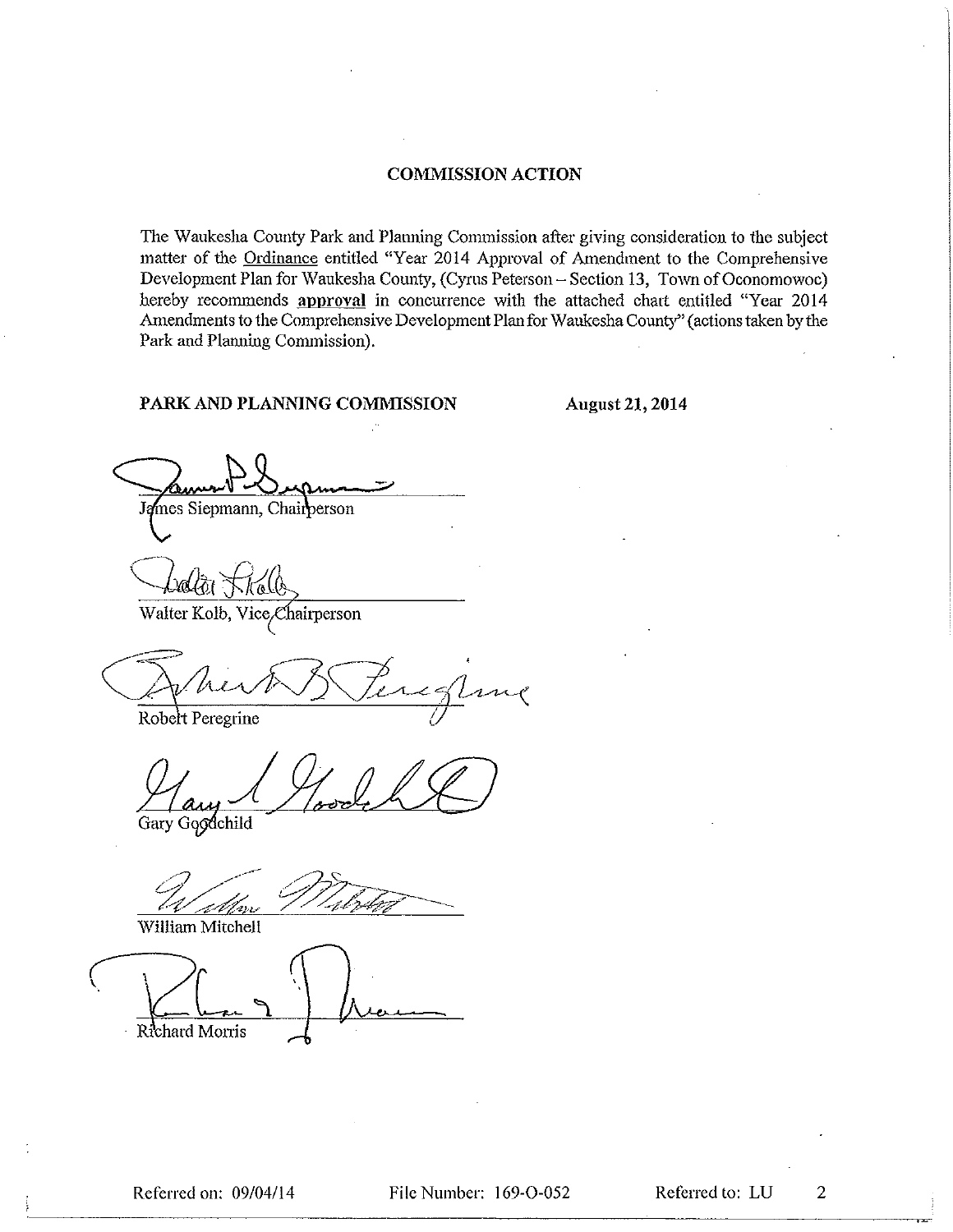## COMMISSION ACTION

The Waukesha County Park and Planning Commission after giving consideration to the subject matter of the Ordinance entitled "Year 2014 Approval of Amendment to the Comprehensive Development Plan for Waukesha County, (Cyrus Peterson – Section 13, Town of Oconomowoc) hereby recommends **approval** in concurrence with the attached chart entitled "Year 2014 Amendments to the Comprehensive Development Plan for Waukesha County" (actions taken by the Park and Planning Commission).

**PARK AND PLANNING COMMISSION** **August 21, 2014**

James Siepmann, Chairperson

Walter Kolb, Vice Chairperson

Robert Peregrine

Gary Goodchild

William Mitchell

Richard Morris

Referred on: 09/04/14 File Number: 169-O-052 Referred to: LU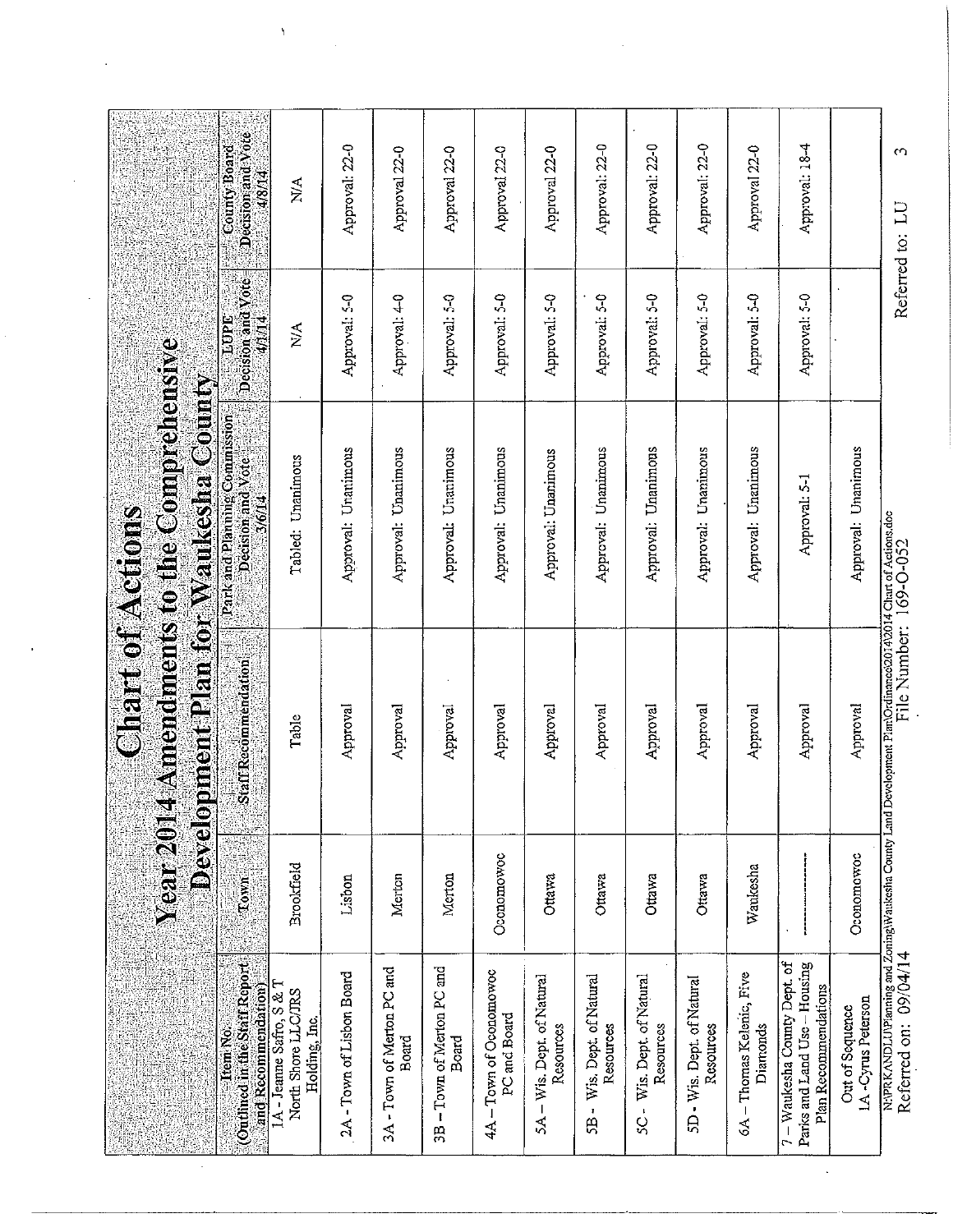# Chart of Actions

## Year 2014 Amendments to the Comprehensive Development Plan for Waukesha County

| Item No. (Outlined in the Staff Report and Recommendation) | Town | Staff Recommendation | Park and Planning Commission Decision and Vote 3/6/14 | LUPE Decision and Vote 4/1/14 | County Board Decision and Vote 4/8/14 |
|---|---|---|---|---|---|
| 1A - Jeanne Saffo, S & T North Shore LLC/JRS Holding, Inc. | Brookfield | Table | Tabled: Unanimous | N/A | N/A |
| 2A - Town of Lisbon Board | Lisbon | Approval | Approval: Unanimous | Approval: 5-0 | Approval 22-0 |
| 3A - Town of Merton PC and Board | Merton | Approval | Approval: Unanimous | Approval: 4-0 | Approval 22-0 |
| 3B – Town of Merton PC and Board | Merton | Approval | Approval: Unanimous | Approval: 5-0 | Approval 22-0 |
| 4A – Town of Oconomowoc PC and Board | Oconomowoc | Approval | Approval: Unanimous | Approval: 5-0 | Approval 22-0 |
| 5A – Wis. Dept. of Natural Resources | Ottawa | Approval | Approval: Unanimous | Approval: 5-0 | Approval 22-0 |
| 5B - Wis. Dept. of Natural Resources | Ottawa | Approval | Approval: Unanimous | Approval: 5-0 | Approval: 22-0 |
| 5C - Wis. Dept. of Natural Resources | Ottawa | Approval | Approval: Unanimous | Approval: 5-0 | Approval: 22-0 |
| 5D - Wis. Dept. of Natural Resources | Ottawa | Approval | Approval: Unanimous | Approval: 5-0 | Approval: 22-0 |
| 6A – Thomas Kelenic, Five Diamonds | Waukesha | Approval | Approval: Unanimous | Approval: 5-0 | Approval 22-0 |
| 7 – Waukesha County Dept. of Parks and Land Use – Housing Plan Recommendations | ---------------- | Approval | Approval: 5-1 | Approval: 5-0 | Approval: 18-4 |
| Out of Sequence 1A -Cyrus Peterson | Oconomowoc | Approval | Approval: Unanimous | | |

N:\PRKANDLU\Planning and Zoning\Waukesha County Land Development Plan\Ordinance\2014\2014 Chart of Actions.doc

Referred on: 09/04/14 File Number: 169-O-052 Referred to: LU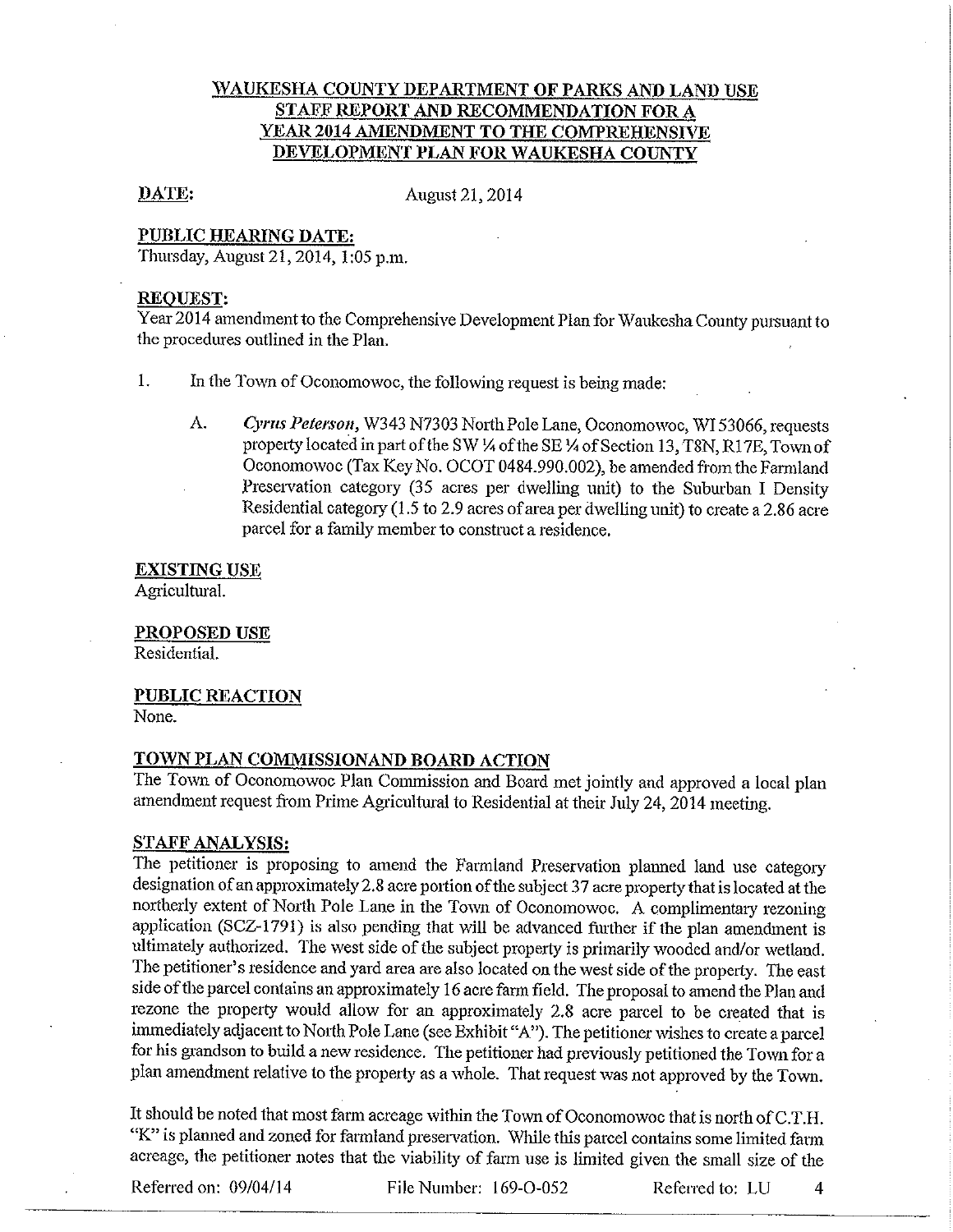# WAUKESHA COUNTY DEPARTMENT OF PARKS AND LAND USE STAFF REPORT AND RECOMMENDATION FOR A YEAR 2014 AMENDMENT TO THE COMPREHENSIVE DEVELOPMENT PLAN FOR WAUKESHA COUNTY

**DATE:** August 21, 2014

**PUBLIC HEARING DATE:**
Thursday, August 21, 2014, 1:05 p.m.

**REQUEST:**
Year 2014 amendment to the Comprehensive Development Plan for Waukesha County pursuant to the procedures outlined in the Plan.

1. In the Town of Oconomowoc, the following request is being made:

   A. *Cyrus Peterson*, W343 N7303 North Pole Lane, Oconomowoc, WI 53066, requests property located in part of the SW ¼ of the SE ¼ of Section 13, T8N, R17E, Town of Oconomowoc (Tax Key No. OCOT 0484.990.002), be amended from the Farmland Preservation category (35 acres per dwelling unit) to the Suburban I Density Residential category (1.5 to 2.9 acres of area per dwelling unit) to create a 2.86 acre parcel for a family member to construct a residence.

**EXISTING USE**
Agricultural.

**PROPOSED USE**
Residential.

**PUBLIC REACTION**
None.

**TOWN PLAN COMMISSIONAND BOARD ACTION**
The Town of Oconomowoc Plan Commission and Board met jointly and approved a local plan amendment request from Prime Agricultural to Residential at their July 24, 2014 meeting.

**STAFF ANALYSIS:**
The petitioner is proposing to amend the Farmland Preservation planned land use category designation of an approximately 2.8 acre portion of the subject 37 acre property that is located at the northerly extent of North Pole Lane in the Town of Oconomowoc. A complimentary rezoning application (SCZ-1791) is also pending that will be advanced further if the plan amendment is ultimately authorized. The west side of the subject property is primarily wooded and/or wetland. The petitioner's residence and yard area are also located on the west side of the property. The east side of the parcel contains an approximately 16 acre farm field. The proposal to amend the Plan and rezone the property would allow for an approximately 2.8 acre parcel to be created that is immediately adjacent to North Pole Lane (see Exhibit "A"). The petitioner wishes to create a parcel for his grandson to build a new residence. The petitioner had previously petitioned the Town for a plan amendment relative to the property as a whole. That request was not approved by the Town.

It should be noted that most farm acreage within the Town of Oconomowoc that is north of C.T.H. "K" is planned and zoned for farmland preservation. While this parcel contains some limited farm acreage, the petitioner notes that the viability of farm use is limited given the small size of the

Referred on: 09/04/14 File Number: 169-O-052 Referred to: LU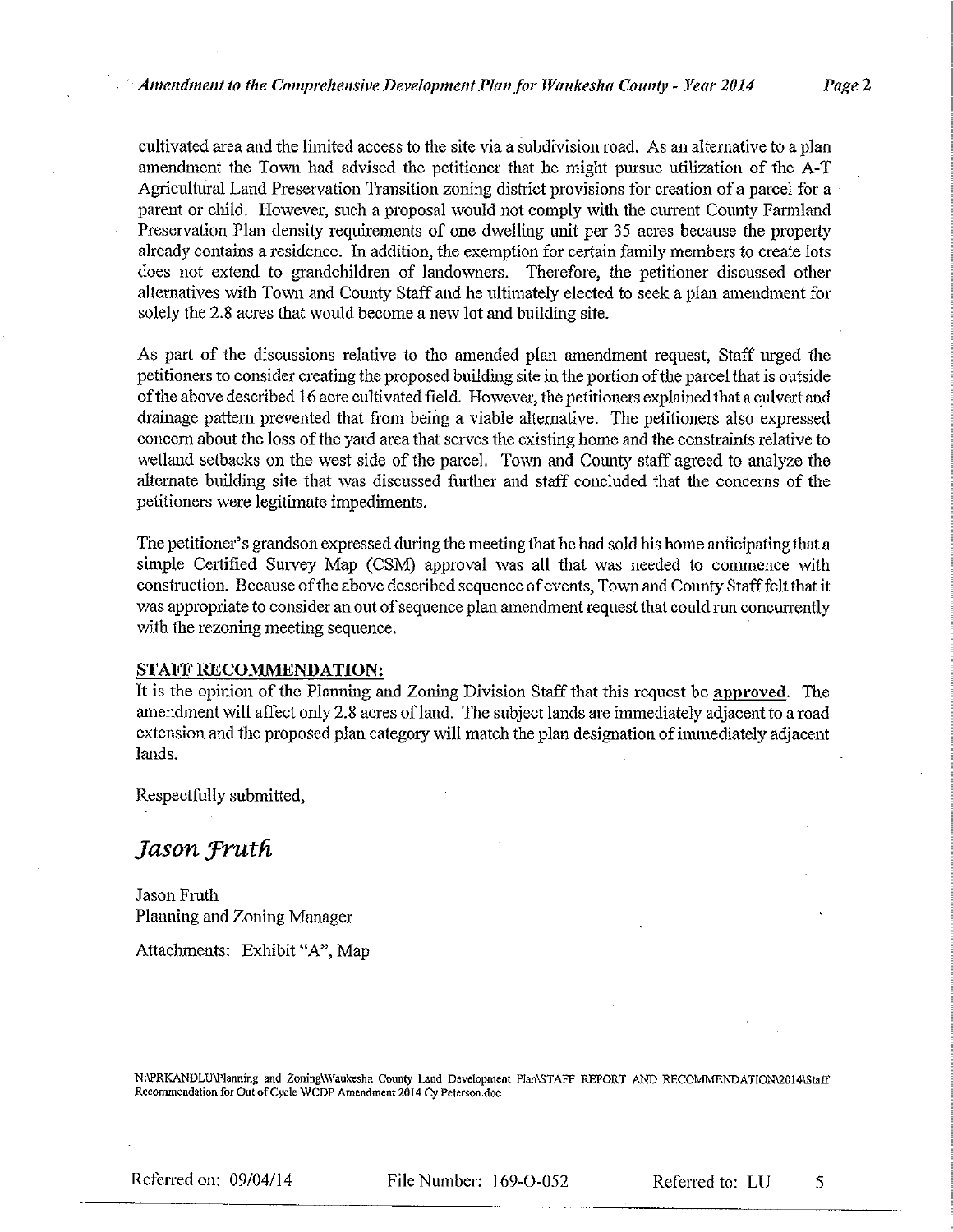cultivated area and the limited access to the site via a subdivision road. As an alternative to a plan amendment the Town had advised the petitioner that he might pursue utilization of the A-T Agricultural Land Preservation Transition zoning district provisions for creation of a parcel for a parent or child. However, such a proposal would not comply with the current County Farmland Preservation Plan density requirements of one dwelling unit per 35 acres because the property already contains a residence. In addition, the exemption for certain family members to create lots does not extend to grandchildren of landowners. Therefore, the petitioner discussed other alternatives with Town and County Staff and he ultimately elected to seek a plan amendment for solely the 2.8 acres that would become a new lot and building site.

As part of the discussions relative to the amended plan amendment request, Staff urged the petitioners to consider creating the proposed building site in the portion of the parcel that is outside of the above described 16 acre cultivated field. However, the petitioners explained that a culvert and drainage pattern prevented that from being a viable alternative. The petitioners also expressed concern about the loss of the yard area that serves the existing home and the constraints relative to wetland setbacks on the west side of the parcel. Town and County staff agreed to analyze the alternate building site that was discussed further and staff concluded that the concerns of the petitioners were legitimate impediments.

The petitioner's grandson expressed during the meeting that he had sold his home anticipating that a simple Certified Survey Map (CSM) approval was all that was needed to commence with construction. Because of the above described sequence of events, Town and County Staff felt that it was appropriate to consider an out of sequence plan amendment request that could run concurrently with the rezoning meeting sequence.

**STAFF RECOMMENDATION:**

It is the opinion of the Planning and Zoning Division Staff that this request be **approved**. The amendment will affect only 2.8 acres of land. The subject lands are immediately adjacent to a road extension and the proposed plan category will match the plan designation of immediately adjacent lands.

Respectfully submitted,

*Jason Fruth*

Jason Fruth
Planning and Zoning Manager

Attachments: Exhibit "A", Map

N:\PRKANDLU\Planning and Zoning\Waukesha County Land Development Plan\STAFF REPORT AND RECOMMENDATION\2014\Staff Recommendation for Out of Cycle WCDP Amendment 2014 Cy Peterson.doc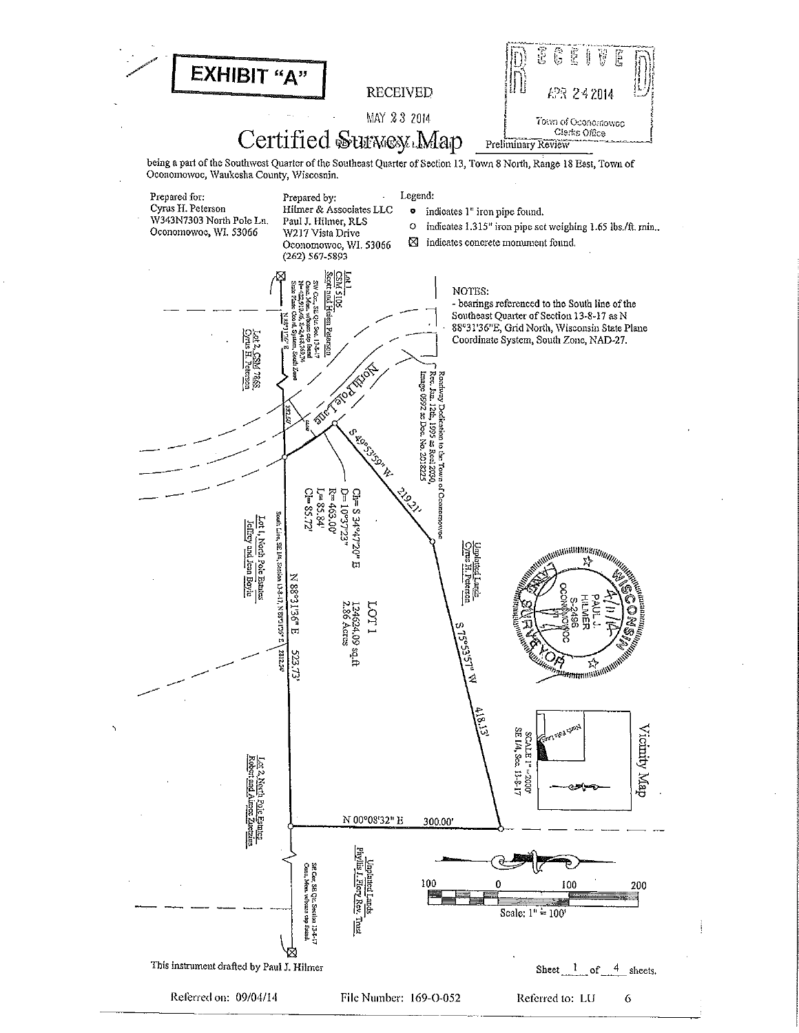**EXHIBIT "A"**

RECEIVED

MAY 23 2014

RECEIVED

APR 24 2014

Town of Oconomowoc
Clerks Office

# Certified Survey Map

Preliminary Review

being a part of the Southwest Quarter of the Southeast Quarter of Section 13, Town 8 North, Range 18 East, Town of Oconomowoc, Waukesha County, Wisconsin.

Prepared for:
Cyrus H. Peterson
W343N7303 North Pole Ln.
Oconomowoc, WI. 53066

Prepared by:
Hilmer & Associates LLC
Paul J. Hilmer, RLS
W217 Vista Drive
Oconomowoc, WI. 53066
(262) 567-5893

Legend:

- ● indicates 1" iron pipe found.
- ○ indicates 1.315" iron pipe set weighing 1.65 lbs./ft. min..
- ⊠ indicates concrete monument found.

NOTES:

- bearings referenced to the South line of the Southeast Quarter of Section 13-8-17 as N 88°31'36"E, Grid North, Wisconsin State Plane Coordinate System, South Zone, NAD-27.

Lot 1, CSM 5105, Scott and Helen Peterson

SW Cor., SE Qtr. Sec. 13-8-17, Conc. Mon. w/brass cap found, N=-629,913.67, E=2,418,163.74, State Plane Coord. System, South Zone

Lot 2, CSM 7868, Cyrus H. Peterson

North Pole Lane

Roadway Dedication to the Town of Oconomowoc Rec. Jun. 12th, 1995 as Reel 2090, Image 0992 as Doc. No. 2018225

S 49°53'59" W 219.21'

Ch= S 34°47'20" E
D= 10°37'23"
R= 463.00'
L= 85.84'
Cl= 85.72'

LOT 1
124624.09 sq.ft.
2.86 Acres

Unplatted Lands, Cyrus H. Peterson

S 75°53'57" W 418.13'

N 88°31'36" E 523.73'

South Line, SE 1/4, Section 13-8-17, N 88°31'36" E 2312.54'

Lot 1, North Pole Estates, Jeffrey and Jean Boyle

Lot 2, North Pole Estates, Robert and Aimee Zuehlke

N 00°08'32" E 300.00'

Unplatted Lands, Phyllis J. Flory Rev. Trust

SE Cor., SE Qtr. Section 13-8-17, Conc. Mon. w/brass cap found.

PAUL J. HILMER S-2496 OCONOMOWOC WI — WISCONSIN LAND SURVEYOR — 4/11/14

Vicinity Map
SE 1/4, Sec. 13-8-17
SCALE 1"=2000'

Scale: 1" = 100'

This instrument drafted by Paul J. Hilmer

Sheet 1 of 4 sheets.

Referred on: 09/04/14 File Number: 169-O-052 Referred to: LU 6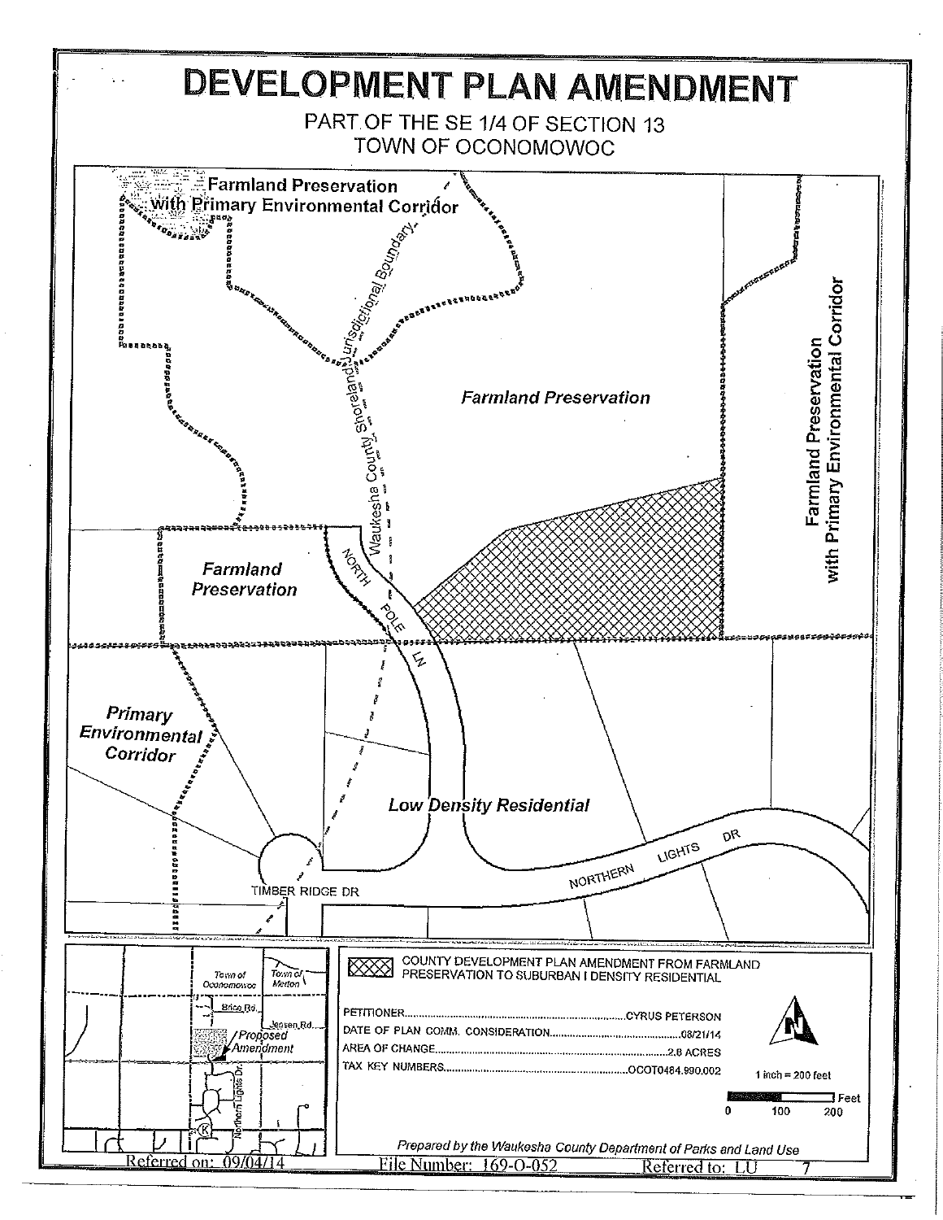# DEVELOPMENT PLAN AMENDMENT

PART OF THE SE 1/4 OF SECTION 13
TOWN OF OCONOMOWOC

Farmland Preservation with Primary Environmental Corridor

Waukesha County Shoreland Jurisdictional Boundary

*Farmland Preservation*

*Farmland Preservation with Primary Environmental Corridor*

*Farmland Preservation*

NORTH POLE LN

*Primary Environmental Corridor*

*Low Density Residential*

TIMBER RIDGE DR

NORTHERN LIGHTS DR

Town of Oconomowoc | Town of Merton

Brice Rd. | Jensen Rd. | Proposed Amendment | Northern Lights Dr. | K

COUNTY DEVELOPMENT PLAN AMENDMENT FROM FARMLAND PRESERVATION TO SUBURBAN I DENSITY RESIDENTIAL

PETITIONER....................CYRUS PETERSON
DATE OF PLAN COMM. CONSIDERATION....................08/21/14
AREA OF CHANGE....................2.8 ACRES
TAX KEY NUMBERS....................OCOT0484.990.002

1 inch = 200 feet

0 100 200 Feet

*Prepared by the Waukesha County Department of Parks and Land Use*

Referred on: 09/04/14 File Number: 169-O-052 Referred to: LU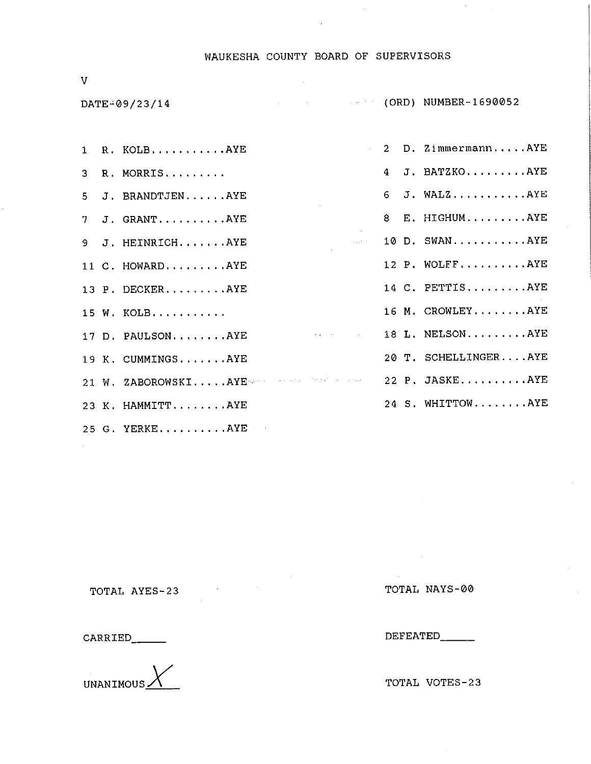# WAUKESHA COUNTY BOARD OF SUPERVISORS

V

DATE-09/23/14 (ORD) NUMBER-1690052

| | |
|---|---|
| 1 R. KOLB...........AYE | 2 D. Zimmermann.....AYE |
| 3 R. MORRIS......... | 4 J. BATZKO.........AYE |
| 5 J. BRANDTJEN......AYE | 6 J. WALZ...........AYE |
| 7 J. GRANT..........AYE | 8 E. HIGHUM.........AYE |
| 9 J. HEINRICH.......AYE | 10 D. SWAN...........AYE |
| 11 C. HOWARD.........AYE | 12 P. WOLFF..........AYE |
| 13 P. DECKER.........AYE | 14 C. PETTIS.........AYE |
| 15 W. KOLB........... | 16 M. CROWLEY........AYE |
| 17 D. PAULSON........AYE | 18 L. NELSON.........AYE |
| 19 K. CUMMINGS.......AYE | 20 T. SCHELLINGER....AYE |
| 21 W. ZABOROWSKI.....AYE | 22 P. JASKE..........AYE |
| 23 K. HAMMITT........AYE | 24 S. WHITTOW........AYE |
| 25 G. YERKE..........AYE | |

TOTAL AYES-23 TOTAL NAYS-00

CARRIED_____ DEFEATED_____

UNANIMOUS X TOTAL VOTES-23